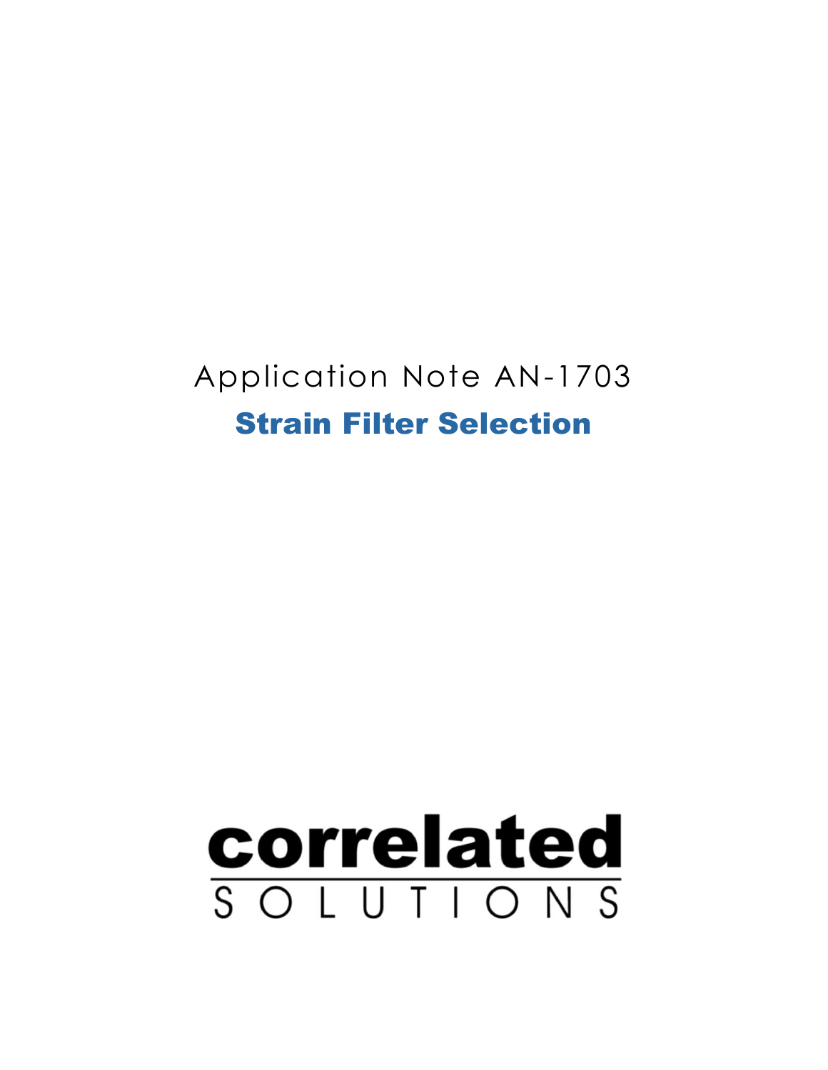Application Note AN-1703

# Strain Filter Selection

**correlated**

SOLUTIONS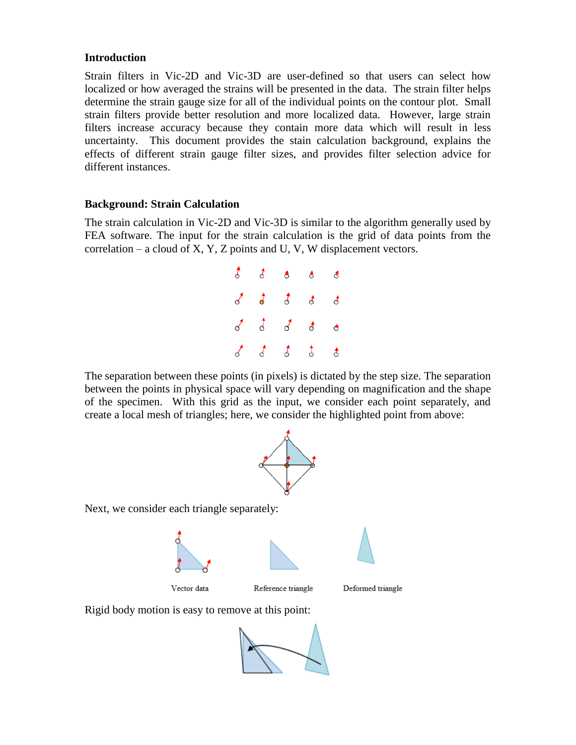## Introduction

Strain filters in Vic-2D and Vic-3D are user-defined so that users can select how localized or how averaged the strains will be presented in the data. The strain filter helps determine the strain gauge size for all of the individual points on the contour plot. Small strain filters provide better resolution and more localized data. However, large strain filters increase accuracy because they contain more data which will result in less uncertainty. This document provides the stain calculation background, explains the effects of different strain gauge filter sizes, and provides filter selection advice for different instances.

## Background: Strain Calculation

The strain calculation in Vic-2D and Vic-3D is similar to the algorithm generally used by FEA software. The input for the strain calculation is the grid of data points from the correlation – a cloud of X, Y, Z points and U, V, W displacement vectors.

The separation between these points (in pixels) is dictated by the step size. The separation between the points in physical space will vary depending on magnification and the shape of the specimen. With this grid as the input, we consider each point separately, and create a local mesh of triangles; here, we consider the highlighted point from above:

Next, we consider each triangle separately:

Vector data Reference triangle Deformed triangle

Rigid body motion is easy to remove at this point: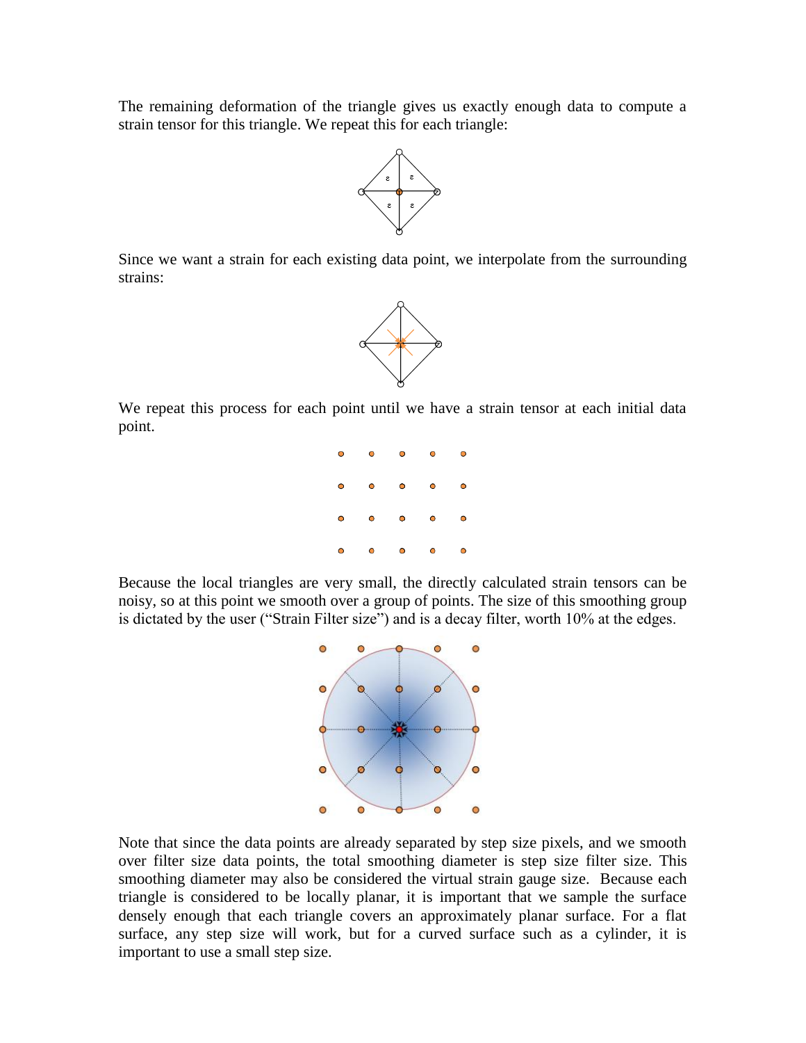The remaining deformation of the triangle gives us exactly enough data to compute a strain tensor for this triangle. We repeat this for each triangle:

Since we want a strain for each existing data point, we interpolate from the surrounding strains:

We repeat this process for each point until we have a strain tensor at each initial data point.

Because the local triangles are very small, the directly calculated strain tensors can be noisy, so at this point we smooth over a group of points. The size of this smoothing group is dictated by the user ("Strain Filter size") and is a decay filter, worth 10% at the edges.

Note that since the data points are already separated by step size pixels, and we smooth over filter size data points, the total smoothing diameter is step size filter size. This smoothing diameter may also be considered the virtual strain gauge size. Because each triangle is considered to be locally planar, it is important that we sample the surface densely enough that each triangle covers an approximately planar surface. For a flat surface, any step size will work, but for a curved surface such as a cylinder, it is important to use a small step size.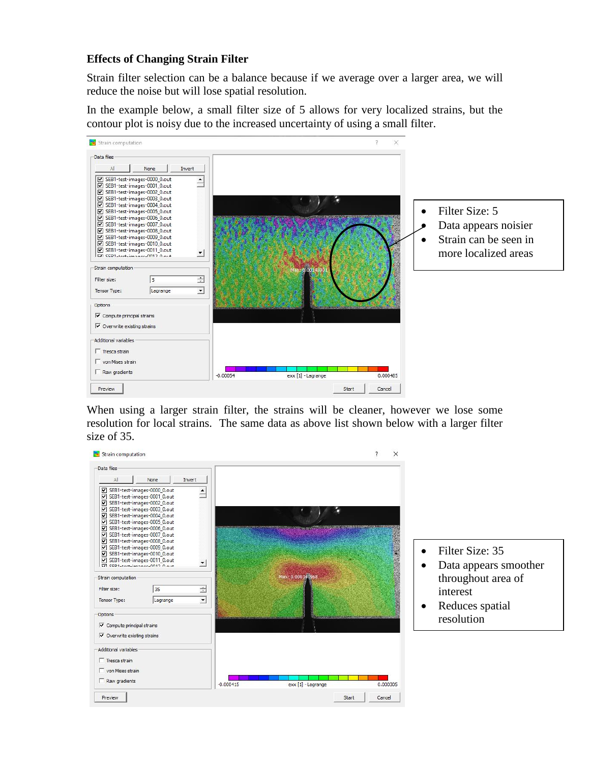### Effects of Changing Strain Filter

Strain filter selection can be a balance because if we average over a larger area, we will reduce the noise but will lose spatial resolution.

In the example below, a small filter size of 5 allows for very localized strains, but the contour plot is noisy due to the increased uncertainty of using a small filter.

- Filter Size: 5
- Data appears noisier
- Strain can be seen in more localized areas

When using a larger strain filter, the strains will be cleaner, however we lose some resolution for local strains. The same data as above list shown below with a larger filter size of 35.

- Filter Size: 35
- Data appears smoother throughout area of interest
- Reduces spatial resolution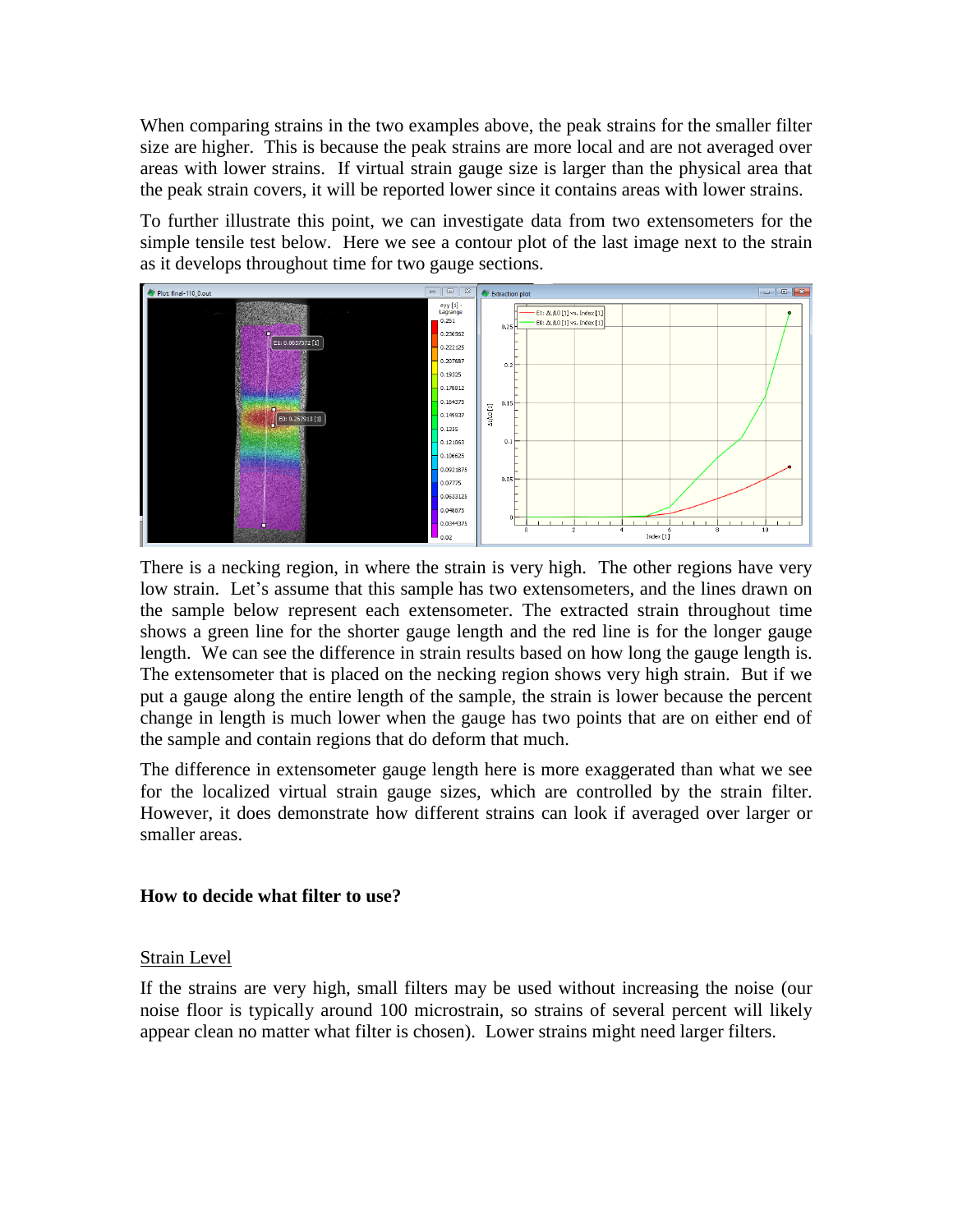When comparing strains in the two examples above, the peak strains for the smaller filter size are higher. This is because the peak strains are more local and are not averaged over areas with lower strains. If virtual strain gauge size is larger than the physical area that the peak strain covers, it will be reported lower since it contains areas with lower strains.

To further illustrate this point, we can investigate data from two extensometers for the simple tensile test below. Here we see a contour plot of the last image next to the strain as it develops throughout time for two gauge sections.

There is a necking region, in where the strain is very high. The other regions have very low strain. Let's assume that this sample has two extensometers, and the lines drawn on the sample below represent each extensometer. The extracted strain throughout time shows a green line for the shorter gauge length and the red line is for the longer gauge length. We can see the difference in strain results based on how long the gauge length is. The extensometer that is placed on the necking region shows very high strain. But if we put a gauge along the entire length of the sample, the strain is lower because the percent change in length is much lower when the gauge has two points that are on either end of the sample and contain regions that do deform that much.

The difference in extensometer gauge length here is more exaggerated than what we see for the localized virtual strain gauge sizes, which are controlled by the strain filter. However, it does demonstrate how different strains can look if averaged over larger or smaller areas.

**How to decide what filter to use?**

Strain Level

If the strains are very high, small filters may be used without increasing the noise (our noise floor is typically around 100 microstrain, so strains of several percent will likely appear clean no matter what filter is chosen). Lower strains might need larger filters.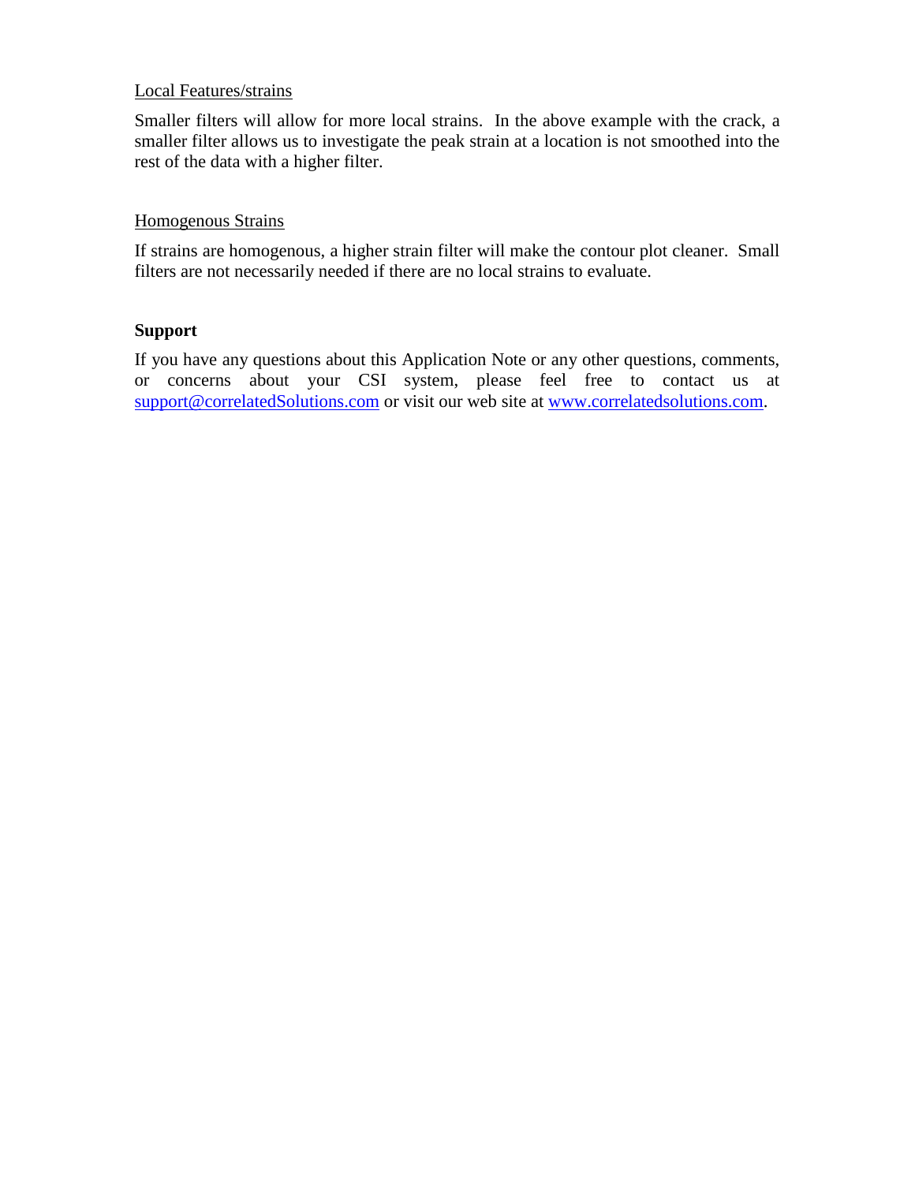Local Features/strains

Smaller filters will allow for more local strains. In the above example with the crack, a smaller filter allows us to investigate the peak strain at a location is not smoothed into the rest of the data with a higher filter.

Homogenous Strains

If strains are homogenous, a higher strain filter will make the contour plot cleaner. Small filters are not necessarily needed if there are no local strains to evaluate.

**Support**

If you have any questions about this Application Note or any other questions, comments, or concerns about your CSI system, please feel free to contact us at support@correlatedSolutions.com or visit our web site at www.correlatedsolutions.com.